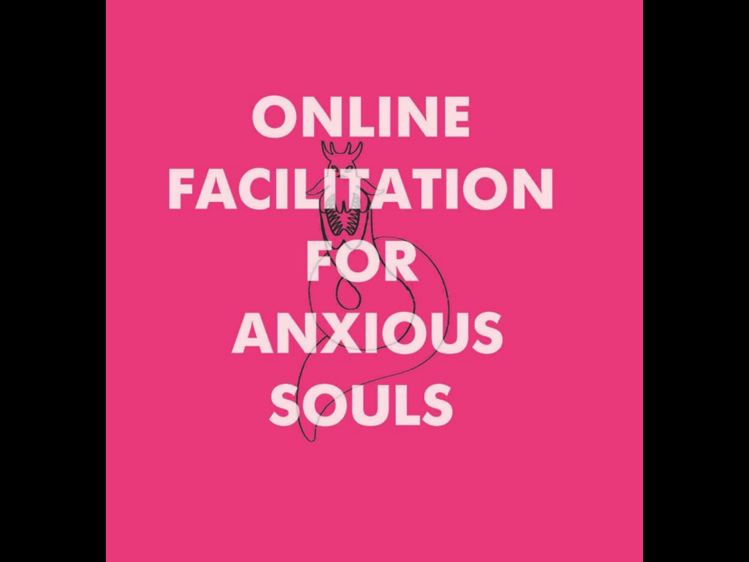# ONLINE FACILITATION FOR ANXIOUS SOULS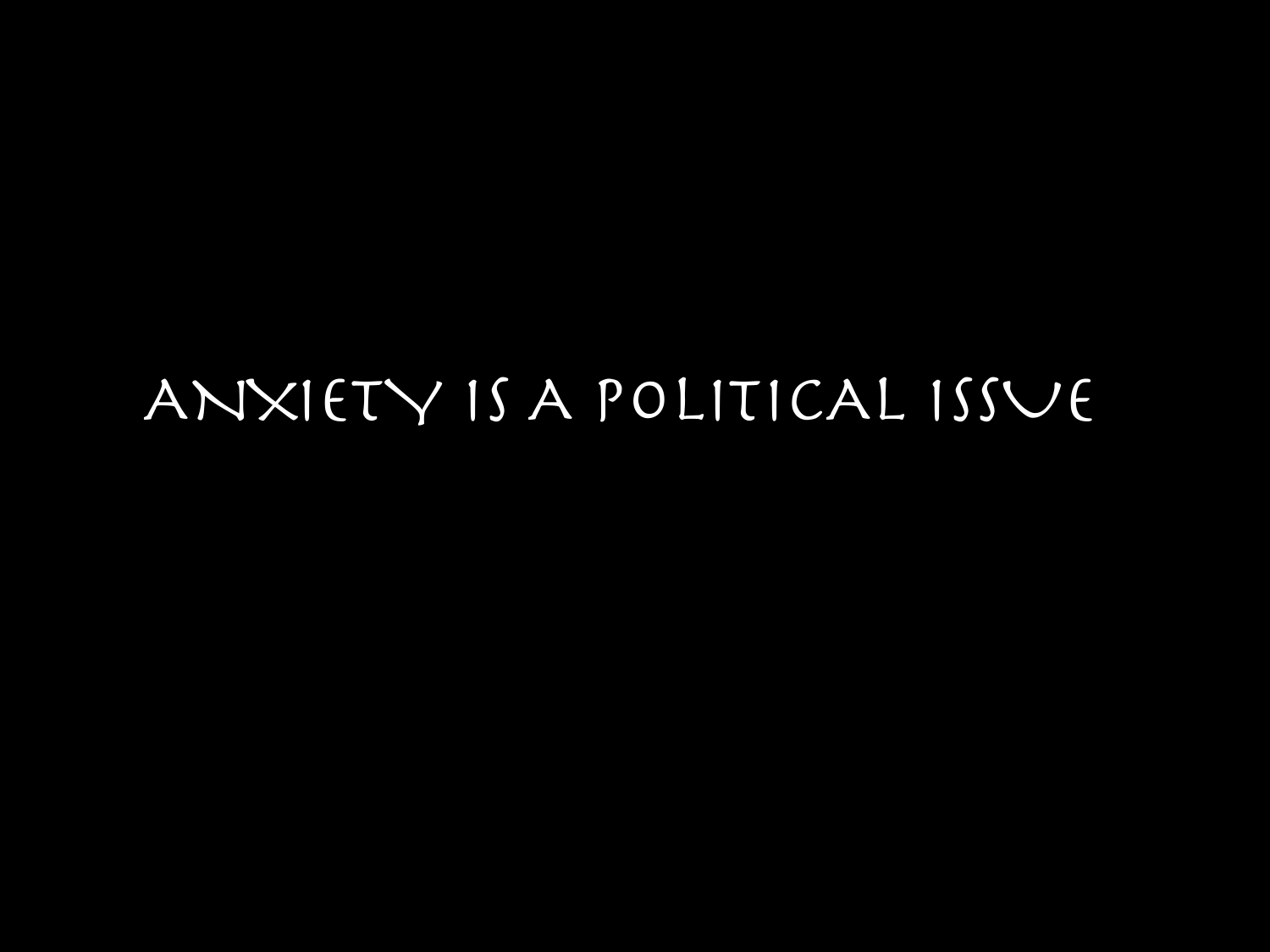# Anxiety is a political issue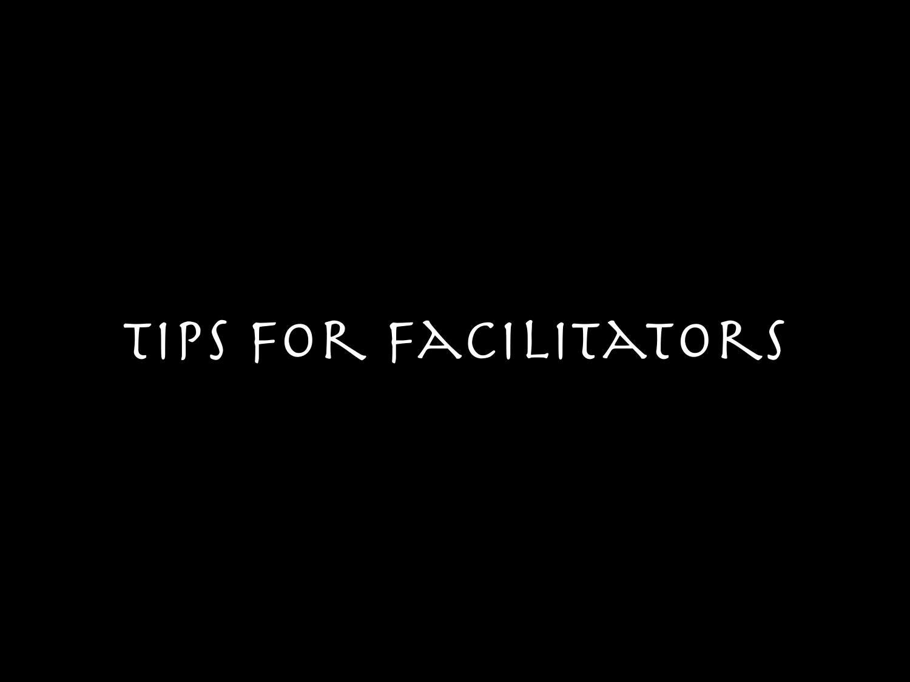# TIPS FOR FACILITATORS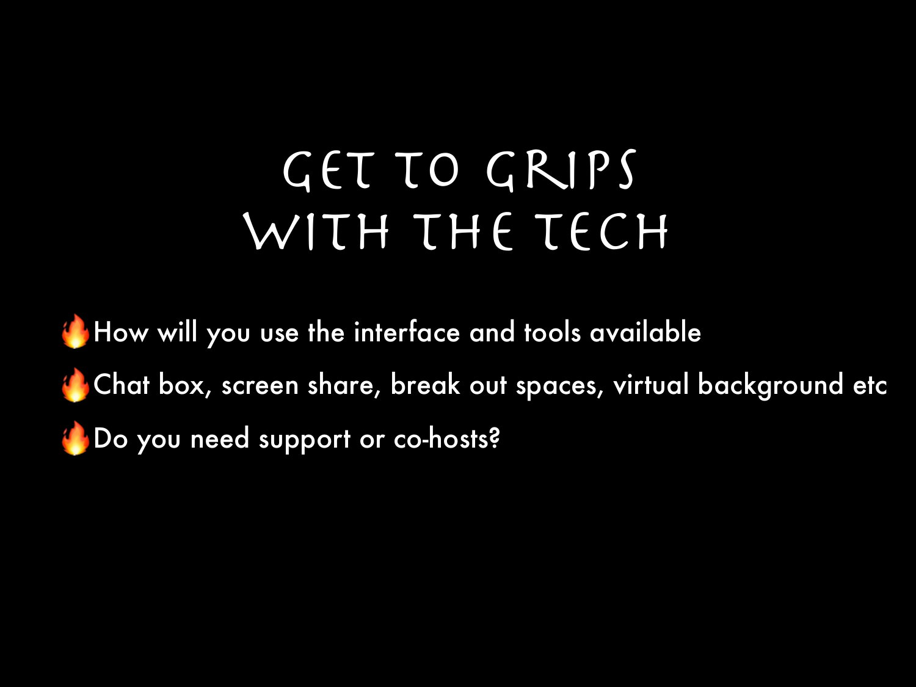# Get to grips with the tech

- 🔥How will you use the interface and tools available
- 🔥Chat box, screen share, break out spaces, virtual background etc
- 🔥Do you need support or co-hosts?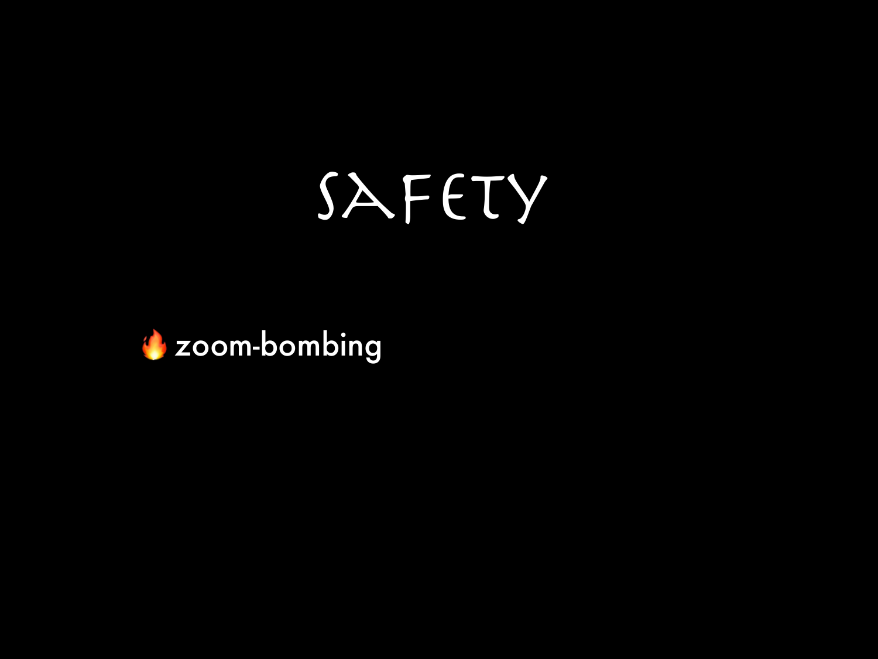# SAFETY

- 🔥 zoom-bombing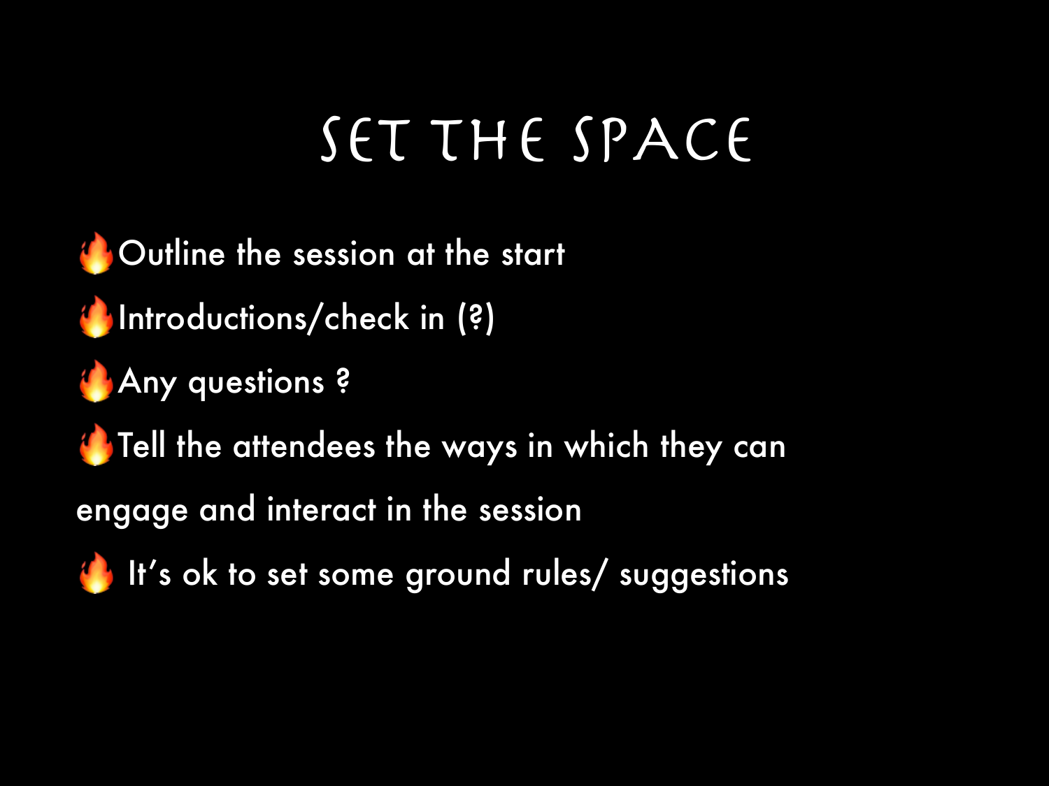# SET THE SPACE

- 🔥Outline the session at the start
- 🔥Introductions/check in (?)
- 🔥Any questions ?
- 🔥Tell the attendees the ways in which they can engage and interact in the session
- 🔥 It's ok to set some ground rules/ suggestions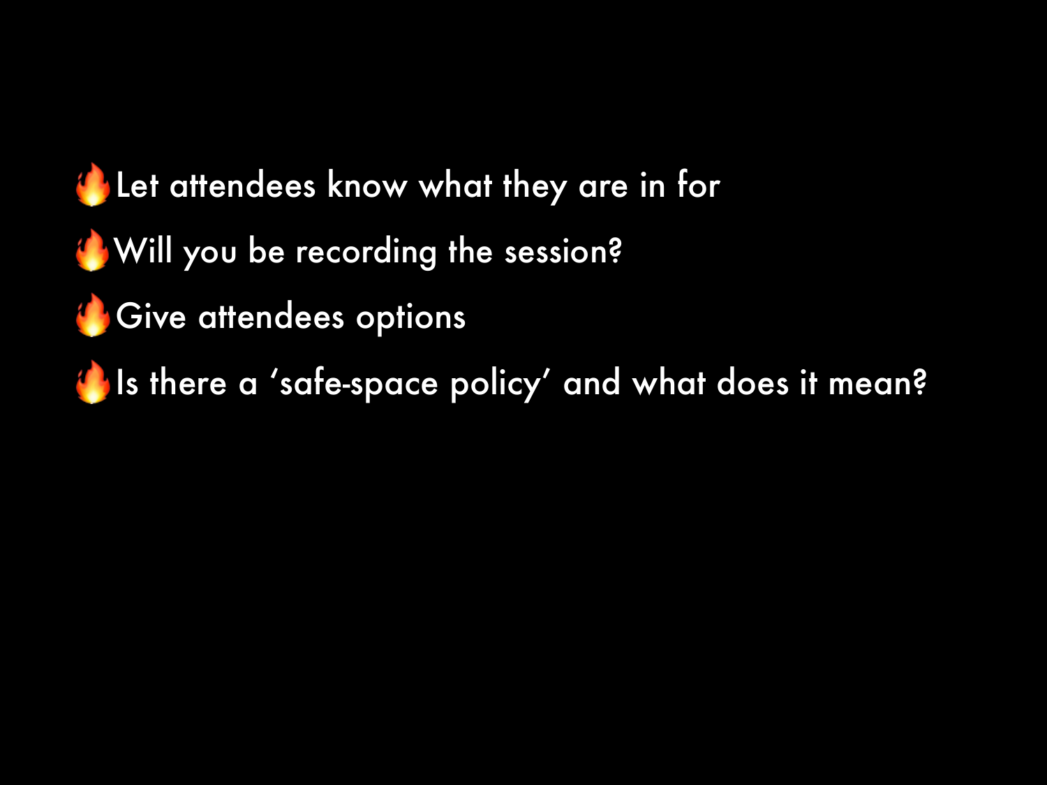- 🔥Let attendees know what they are in for
- 🔥Will you be recording the session?
- 🔥Give attendees options
- 🔥Is there a 'safe-space policy' and what does it mean?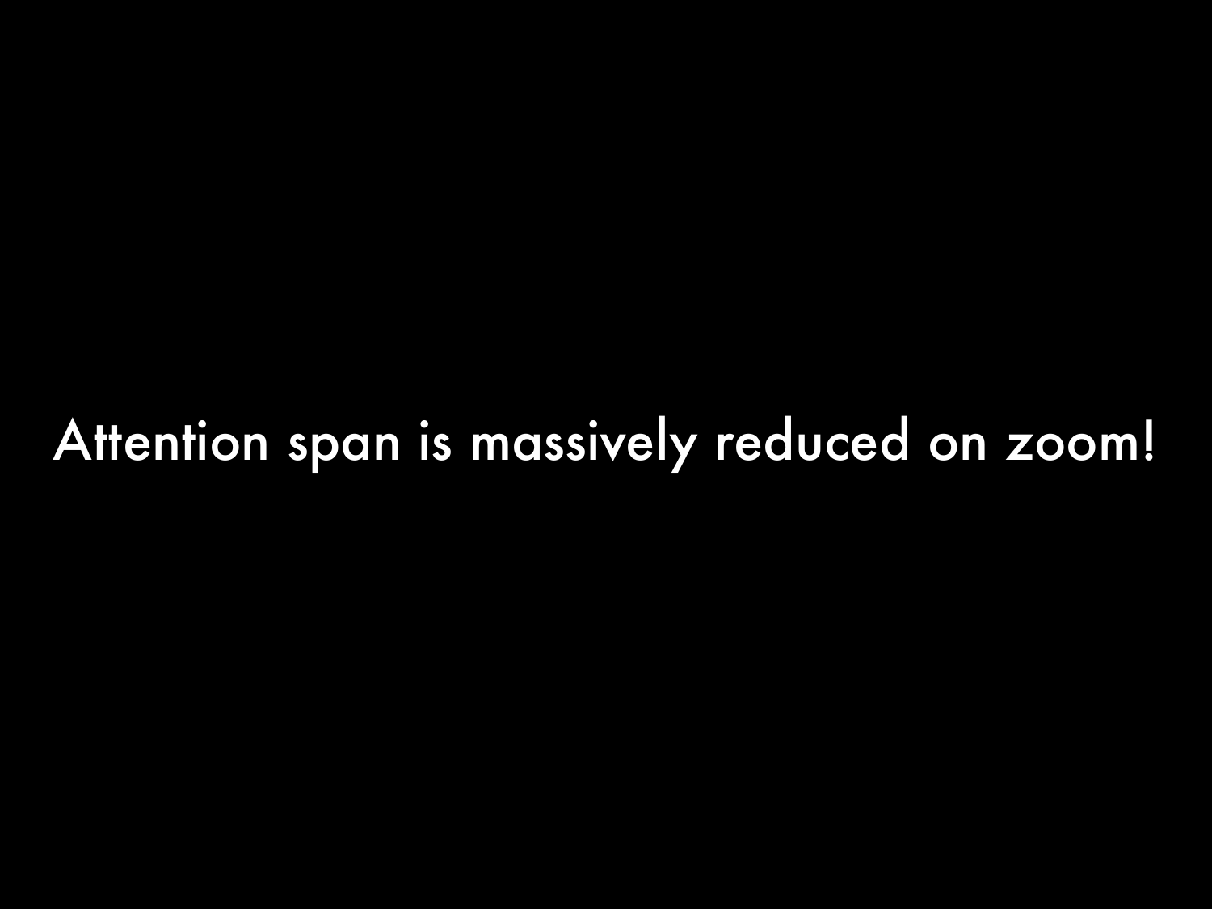Attention span is massively reduced on zoom!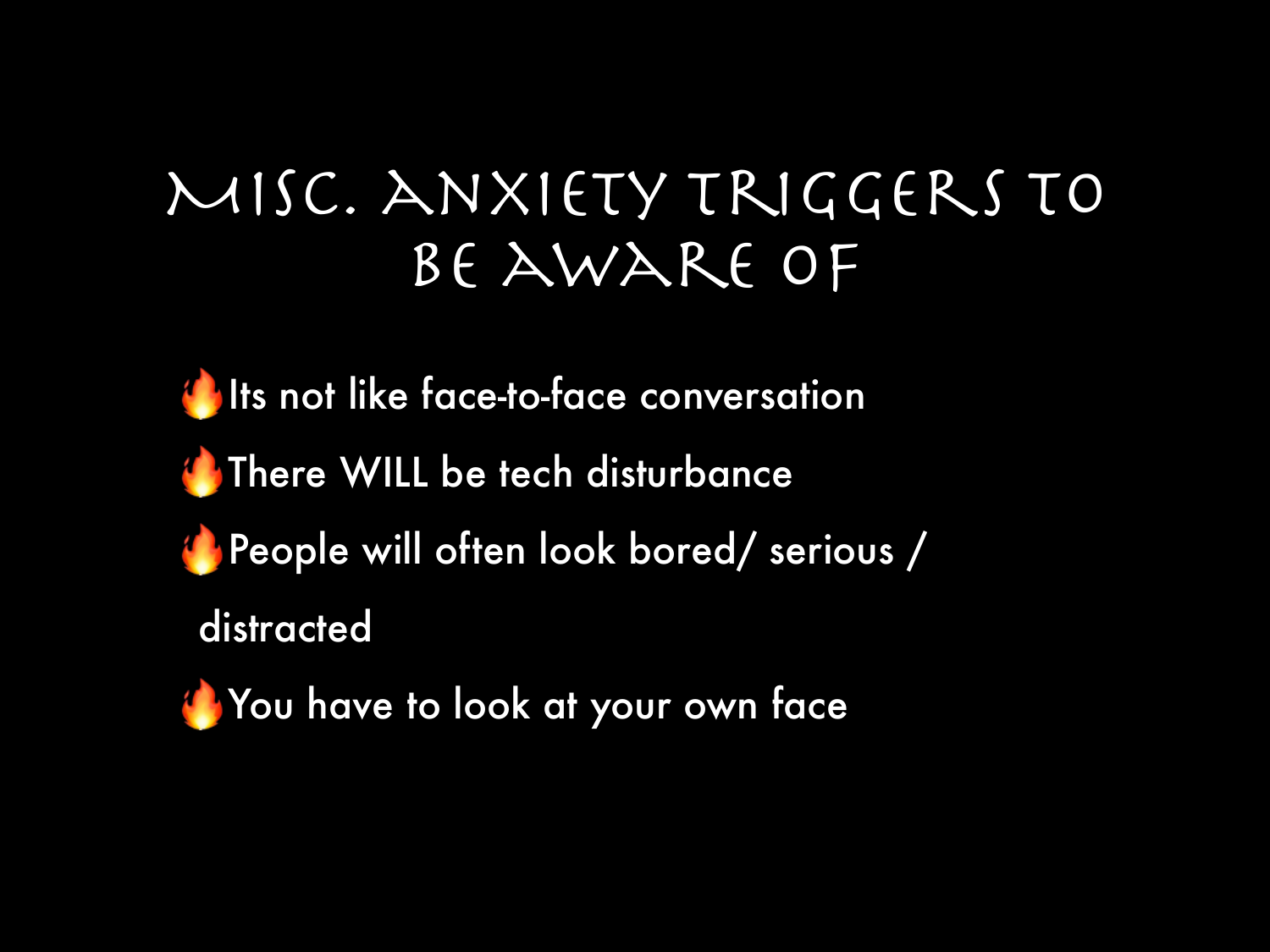# Misc. Anxiety Triggers to be aware of

- 🔥Its not like face-to-face conversation
- 🔥There WILL be tech disturbance
- 🔥People will often look bored/ serious / distracted
- 🔥You have to look at your own face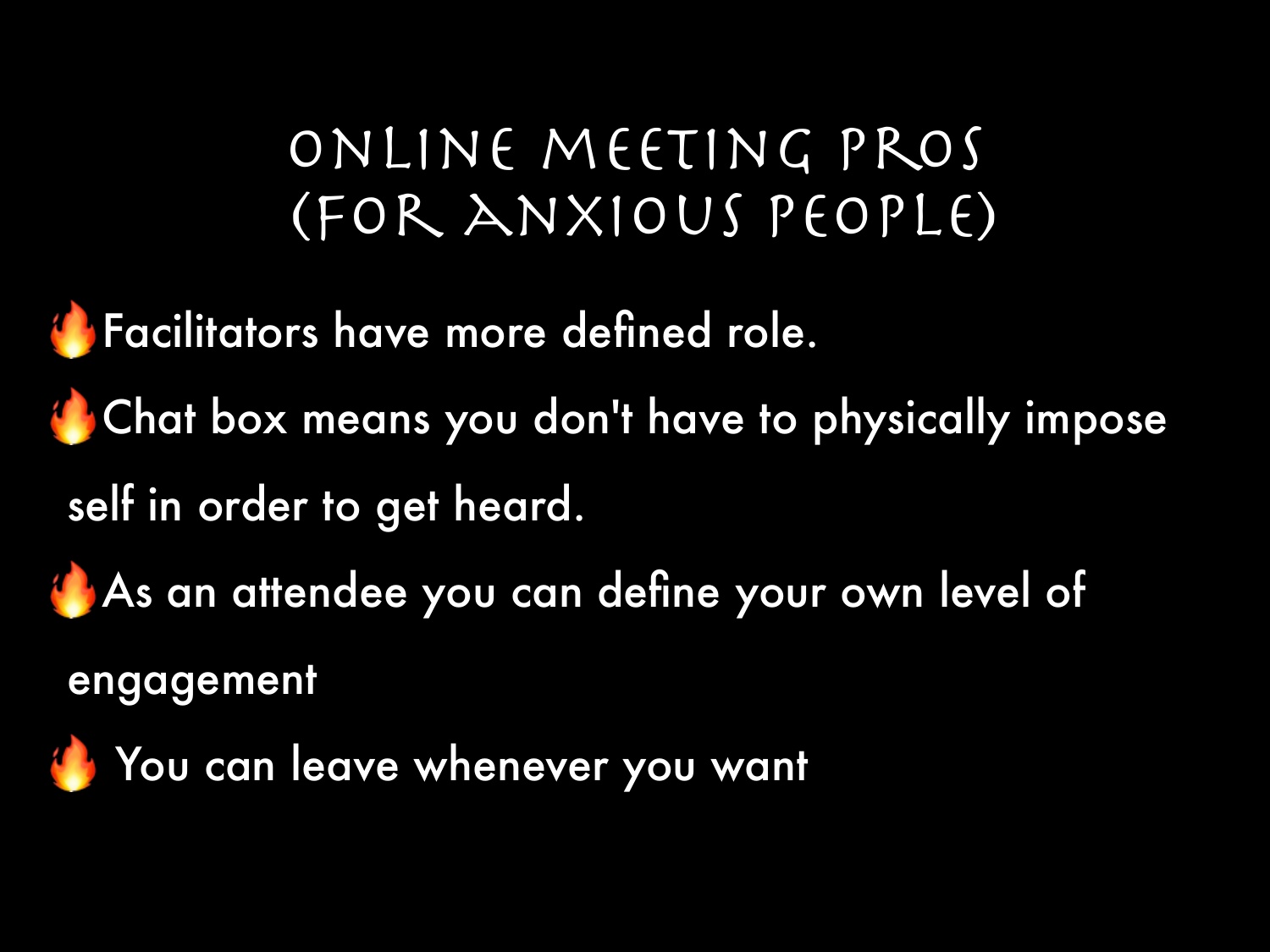# ONLINE MEETING PROS (FOR ANXIOUS PEOPLE)

- 🔥Facilitators have more defined role.
- 🔥Chat box means you don't have to physically impose self in order to get heard.
- 🔥As an attendee you can define your own level of engagement
- 🔥 You can leave whenever you want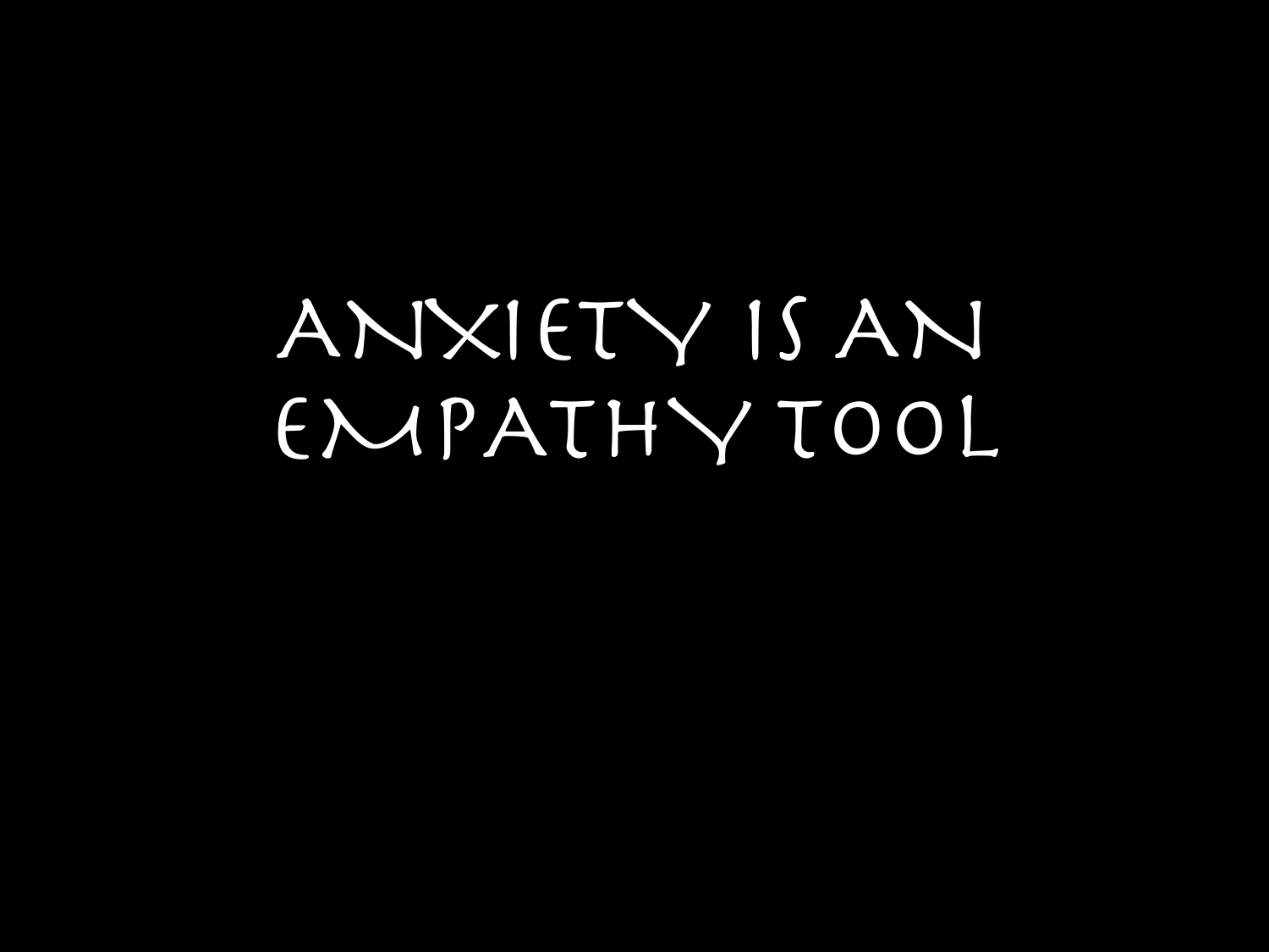# Anxiety is an empathy tool